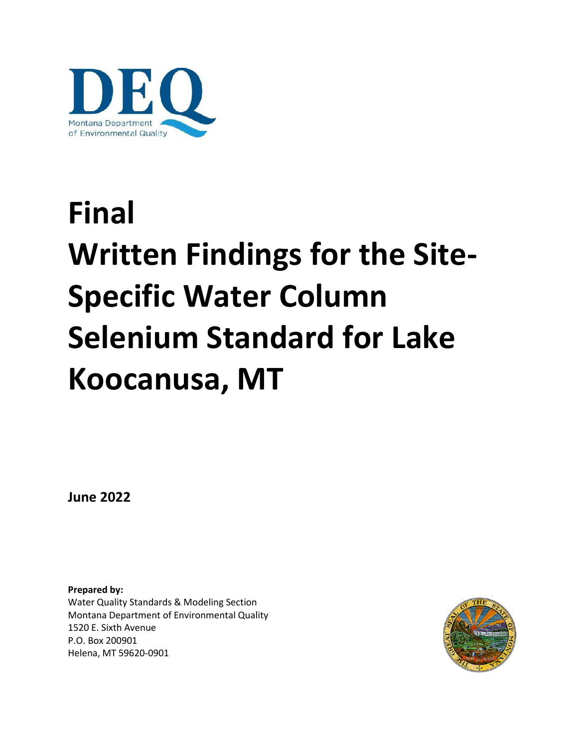DEQ

Montana Department of Environmental Quality

# Final
# Written Findings for the Site-Specific Water Column Selenium Standard for Lake Koocanusa, MT

**June 2022**

**Prepared by:**
Water Quality Standards & Modeling Section
Montana Department of Environmental Quality
1520 E. Sixth Avenue
P.O. Box 200901
Helena, MT 59620-0901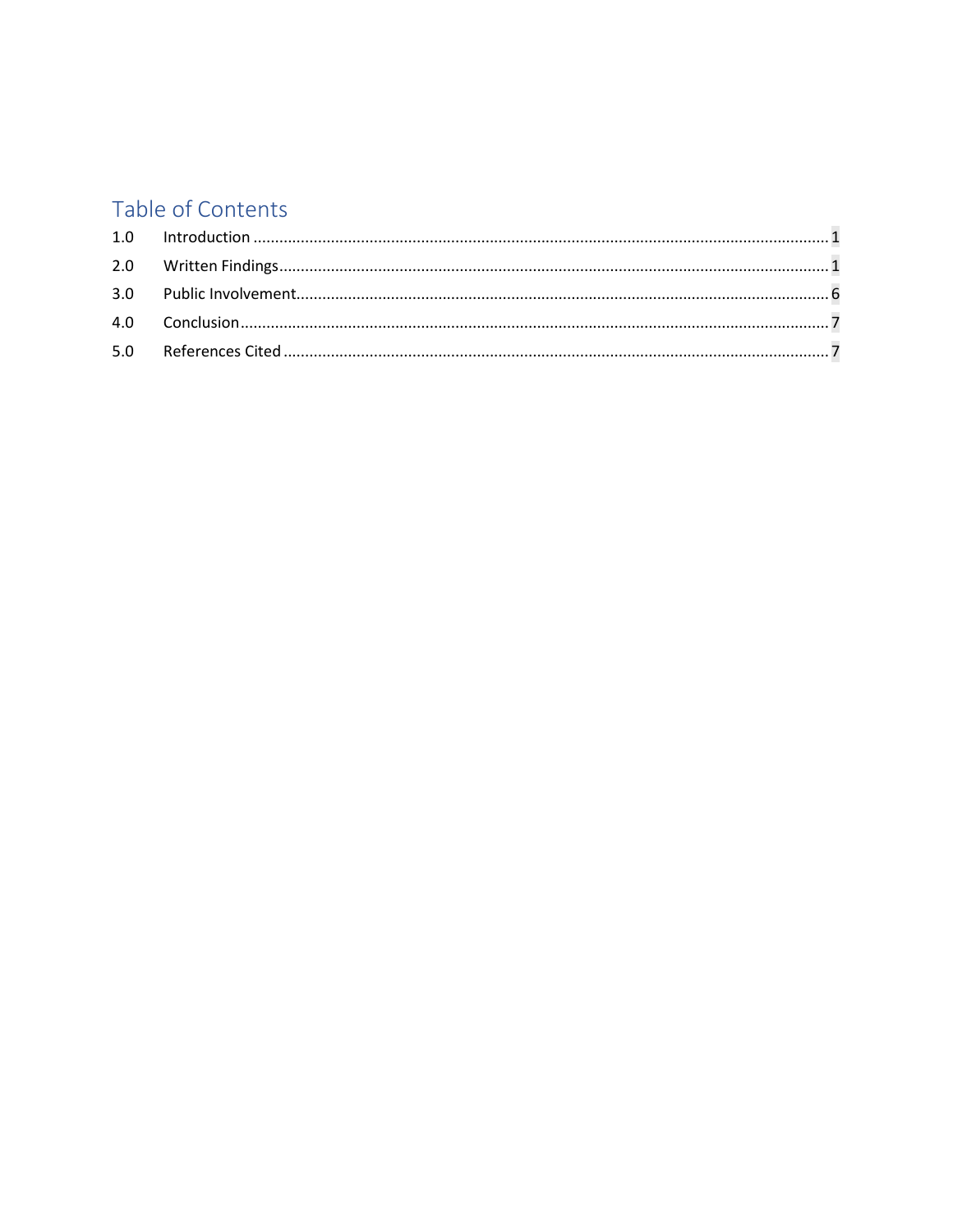# Table of Contents

1.0 Introduction ..... 1

2.0 Written Findings ..... 1

3.0 Public Involvement ..... 6

4.0 Conclusion ..... 7

5.0 References Cited ..... 7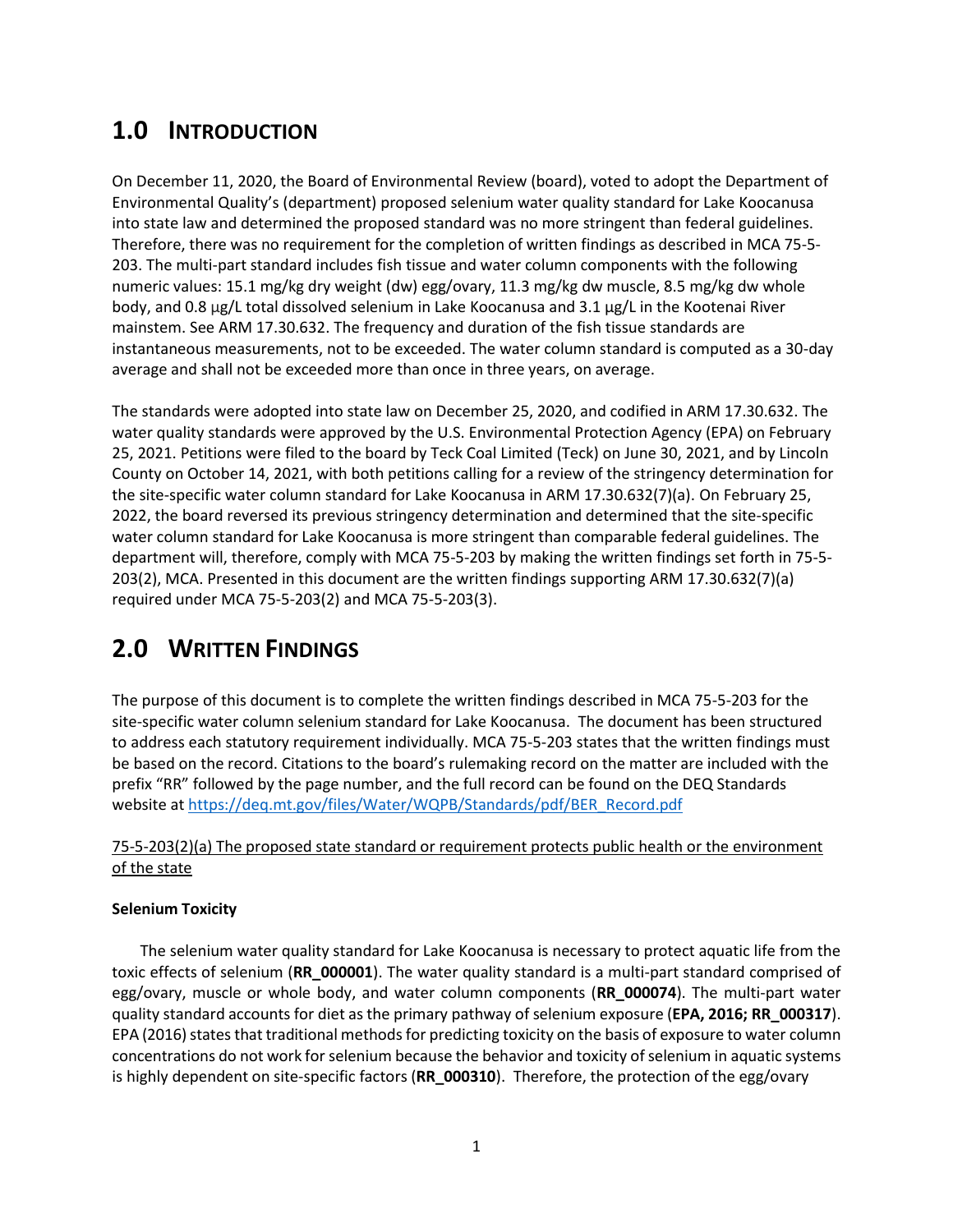# 1.0 INTRODUCTION

On December 11, 2020, the Board of Environmental Review (board), voted to adopt the Department of Environmental Quality's (department) proposed selenium water quality standard for Lake Koocanusa into state law and determined the proposed standard was no more stringent than federal guidelines. Therefore, there was no requirement for the completion of written findings as described in MCA 75-5-203. The multi-part standard includes fish tissue and water column components with the following numeric values: 15.1 mg/kg dry weight (dw) egg/ovary, 11.3 mg/kg dw muscle, 8.5 mg/kg dw whole body, and 0.8 μg/L total dissolved selenium in Lake Koocanusa and 3.1 μg/L in the Kootenai River mainstem. See ARM 17.30.632. The frequency and duration of the fish tissue standards are instantaneous measurements, not to be exceeded. The water column standard is computed as a 30-day average and shall not be exceeded more than once in three years, on average.

The standards were adopted into state law on December 25, 2020, and codified in ARM 17.30.632. The water quality standards were approved by the U.S. Environmental Protection Agency (EPA) on February 25, 2021. Petitions were filed to the board by Teck Coal Limited (Teck) on June 30, 2021, and by Lincoln County on October 14, 2021, with both petitions calling for a review of the stringency determination for the site-specific water column standard for Lake Koocanusa in ARM 17.30.632(7)(a). On February 25, 2022, the board reversed its previous stringency determination and determined that the site-specific water column standard for Lake Koocanusa is more stringent than comparable federal guidelines. The department will, therefore, comply with MCA 75-5-203 by making the written findings set forth in 75-5-203(2), MCA. Presented in this document are the written findings supporting ARM 17.30.632(7)(a) required under MCA 75-5-203(2) and MCA 75-5-203(3).

# 2.0 WRITTEN FINDINGS

The purpose of this document is to complete the written findings described in MCA 75-5-203 for the site-specific water column selenium standard for Lake Koocanusa. The document has been structured to address each statutory requirement individually. MCA 75-5-203 states that the written findings must be based on the record. Citations to the board's rulemaking record on the matter are included with the prefix "RR" followed by the page number, and the full record can be found on the DEQ Standards website at https://deq.mt.gov/files/Water/WQPB/Standards/pdf/BER_Record.pdf

75-5-203(2)(a) The proposed state standard or requirement protects public health or the environment of the state

**Selenium Toxicity**

The selenium water quality standard for Lake Koocanusa is necessary to protect aquatic life from the toxic effects of selenium (**RR_000001**). The water quality standard is a multi-part standard comprised of egg/ovary, muscle or whole body, and water column components (**RR_000074**). The multi-part water quality standard accounts for diet as the primary pathway of selenium exposure (**EPA, 2016; RR_000317**). EPA (2016) states that traditional methods for predicting toxicity on the basis of exposure to water column concentrations do not work for selenium because the behavior and toxicity of selenium in aquatic systems is highly dependent on site-specific factors (**RR_000310**). Therefore, the protection of the egg/ovary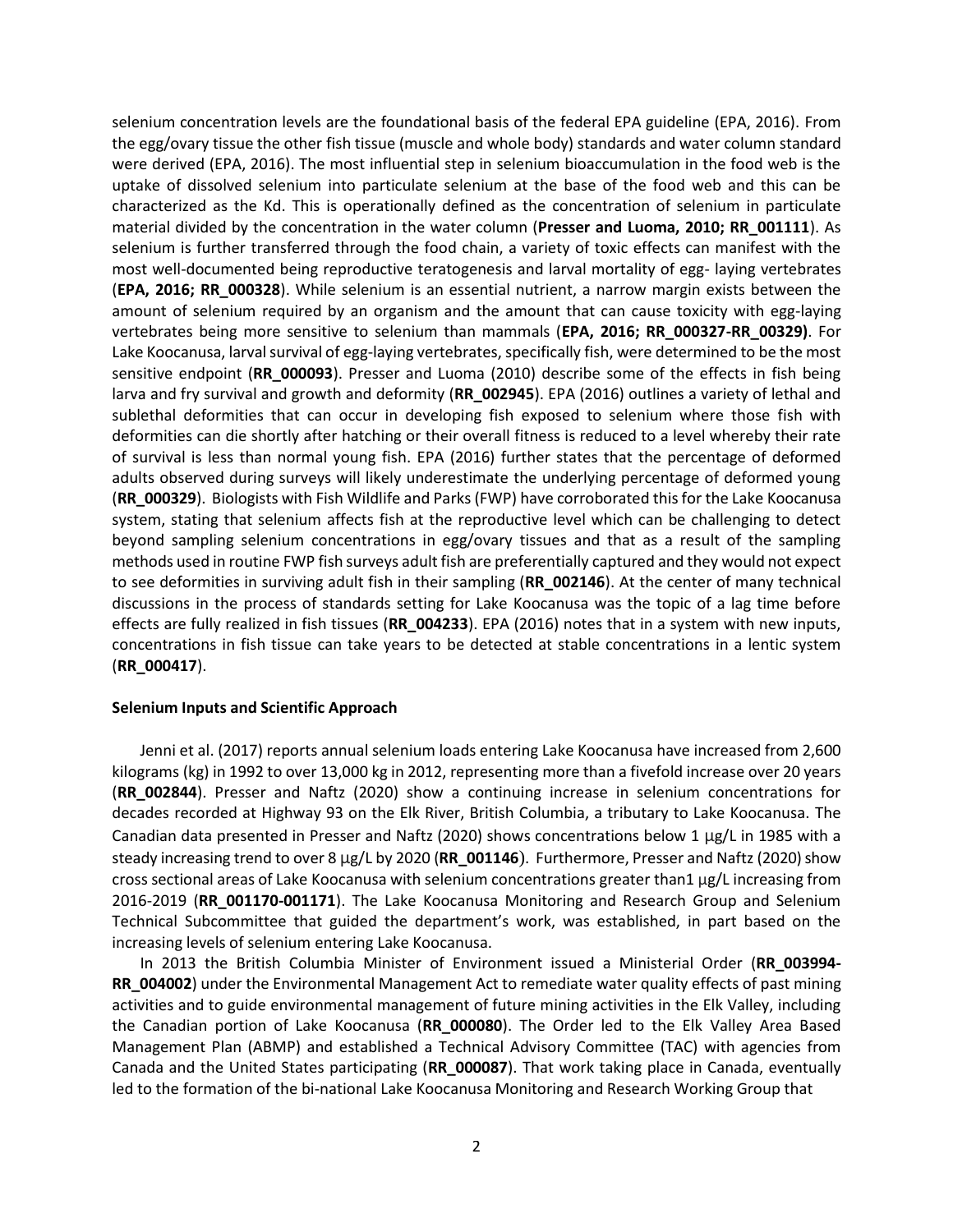selenium concentration levels are the foundational basis of the federal EPA guideline (EPA, 2016). From the egg/ovary tissue the other fish tissue (muscle and whole body) standards and water column standard were derived (EPA, 2016). The most influential step in selenium bioaccumulation in the food web is the uptake of dissolved selenium into particulate selenium at the base of the food web and this can be characterized as the Kd. This is operationally defined as the concentration of selenium in particulate material divided by the concentration in the water column (**Presser and Luoma, 2010; RR_001111**). As selenium is further transferred through the food chain, a variety of toxic effects can manifest with the most well-documented being reproductive teratogenesis and larval mortality of egg- laying vertebrates (**EPA, 2016; RR_000328**). While selenium is an essential nutrient, a narrow margin exists between the amount of selenium required by an organism and the amount that can cause toxicity with egg-laying vertebrates being more sensitive to selenium than mammals (**EPA, 2016; RR_000327-RR_00329)**. For Lake Koocanusa, larval survival of egg-laying vertebrates, specifically fish, were determined to be the most sensitive endpoint (**RR_000093**). Presser and Luoma (2010) describe some of the effects in fish being larva and fry survival and growth and deformity (**RR_002945**). EPA (2016) outlines a variety of lethal and sublethal deformities that can occur in developing fish exposed to selenium where those fish with deformities can die shortly after hatching or their overall fitness is reduced to a level whereby their rate of survival is less than normal young fish. EPA (2016) further states that the percentage of deformed adults observed during surveys will likely underestimate the underlying percentage of deformed young (**RR_000329**). Biologists with Fish Wildlife and Parks (FWP) have corroborated this for the Lake Koocanusa system, stating that selenium affects fish at the reproductive level which can be challenging to detect beyond sampling selenium concentrations in egg/ovary tissues and that as a result of the sampling methods used in routine FWP fish surveys adult fish are preferentially captured and they would not expect to see deformities in surviving adult fish in their sampling (**RR_002146**). At the center of many technical discussions in the process of standards setting for Lake Koocanusa was the topic of a lag time before effects are fully realized in fish tissues (**RR_004233**). EPA (2016) notes that in a system with new inputs, concentrations in fish tissue can take years to be detected at stable concentrations in a lentic system (**RR_000417**).

**Selenium Inputs and Scientific Approach**

Jenni et al. (2017) reports annual selenium loads entering Lake Koocanusa have increased from 2,600 kilograms (kg) in 1992 to over 13,000 kg in 2012, representing more than a fivefold increase over 20 years (**RR_002844**). Presser and Naftz (2020) show a continuing increase in selenium concentrations for decades recorded at Highway 93 on the Elk River, British Columbia, a tributary to Lake Koocanusa. The Canadian data presented in Presser and Naftz (2020) shows concentrations below 1 µg/L in 1985 with a steady increasing trend to over 8 µg/L by 2020 (**RR_001146**). Furthermore, Presser and Naftz (2020) show cross sectional areas of Lake Koocanusa with selenium concentrations greater than1 µg/L increasing from 2016-2019 (**RR_001170-001171**). The Lake Koocanusa Monitoring and Research Group and Selenium Technical Subcommittee that guided the department's work, was established, in part based on the increasing levels of selenium entering Lake Koocanusa.

In 2013 the British Columbia Minister of Environment issued a Ministerial Order (**RR_003994-RR_004002**) under the Environmental Management Act to remediate water quality effects of past mining activities and to guide environmental management of future mining activities in the Elk Valley, including the Canadian portion of Lake Koocanusa (**RR_000080**). The Order led to the Elk Valley Area Based Management Plan (ABMP) and established a Technical Advisory Committee (TAC) with agencies from Canada and the United States participating (**RR_000087**). That work taking place in Canada, eventually led to the formation of the bi-national Lake Koocanusa Monitoring and Research Working Group that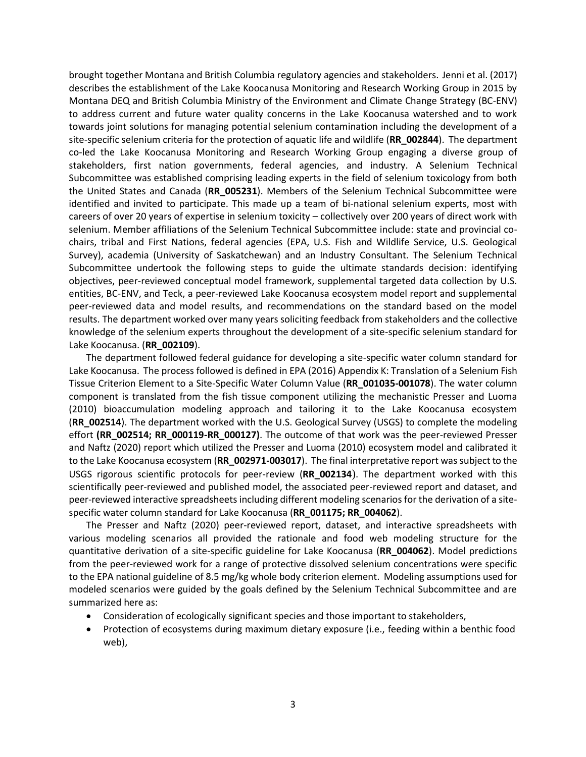brought together Montana and British Columbia regulatory agencies and stakeholders. Jenni et al. (2017) describes the establishment of the Lake Koocanusa Monitoring and Research Working Group in 2015 by Montana DEQ and British Columbia Ministry of the Environment and Climate Change Strategy (BC-ENV) to address current and future water quality concerns in the Lake Koocanusa watershed and to work towards joint solutions for managing potential selenium contamination including the development of a site-specific selenium criteria for the protection of aquatic life and wildlife (**RR_002844**). The department co-led the Lake Koocanusa Monitoring and Research Working Group engaging a diverse group of stakeholders, first nation governments, federal agencies, and industry. A Selenium Technical Subcommittee was established comprising leading experts in the field of selenium toxicology from both the United States and Canada (**RR_005231**). Members of the Selenium Technical Subcommittee were identified and invited to participate. This made up a team of bi-national selenium experts, most with careers of over 20 years of expertise in selenium toxicity – collectively over 200 years of direct work with selenium. Member affiliations of the Selenium Technical Subcommittee include: state and provincial co-chairs, tribal and First Nations, federal agencies (EPA, U.S. Fish and Wildlife Service, U.S. Geological Survey), academia (University of Saskatchewan) and an Industry Consultant. The Selenium Technical Subcommittee undertook the following steps to guide the ultimate standards decision: identifying objectives, peer-reviewed conceptual model framework, supplemental targeted data collection by U.S. entities, BC-ENV, and Teck, a peer-reviewed Lake Koocanusa ecosystem model report and supplemental peer-reviewed data and model results, and recommendations on the standard based on the model results. The department worked over many years soliciting feedback from stakeholders and the collective knowledge of the selenium experts throughout the development of a site-specific selenium standard for Lake Koocanusa. (**RR_002109**).

The department followed federal guidance for developing a site-specific water column standard for Lake Koocanusa. The process followed is defined in EPA (2016) Appendix K: Translation of a Selenium Fish Tissue Criterion Element to a Site-Specific Water Column Value (**RR_001035-001078**). The water column component is translated from the fish tissue component utilizing the mechanistic Presser and Luoma (2010) bioaccumulation modeling approach and tailoring it to the Lake Koocanusa ecosystem (**RR_002514**). The department worked with the U.S. Geological Survey (USGS) to complete the modeling effort **(RR_002514; RR_000119-RR_000127)**. The outcome of that work was the peer-reviewed Presser and Naftz (2020) report which utilized the Presser and Luoma (2010) ecosystem model and calibrated it to the Lake Koocanusa ecosystem (**RR_002971-003017**). The final interpretative report was subject to the USGS rigorous scientific protocols for peer-review (**RR_002134**). The department worked with this scientifically peer-reviewed and published model, the associated peer-reviewed report and dataset, and peer-reviewed interactive spreadsheets including different modeling scenarios for the derivation of a site-specific water column standard for Lake Koocanusa (**RR_001175; RR_004062**).

The Presser and Naftz (2020) peer-reviewed report, dataset, and interactive spreadsheets with various modeling scenarios all provided the rationale and food web modeling structure for the quantitative derivation of a site-specific guideline for Lake Koocanusa (**RR_004062**). Model predictions from the peer-reviewed work for a range of protective dissolved selenium concentrations were specific to the EPA national guideline of 8.5 mg/kg whole body criterion element. Modeling assumptions used for modeled scenarios were guided by the goals defined by the Selenium Technical Subcommittee and are summarized here as:

- Consideration of ecologically significant species and those important to stakeholders,
- Protection of ecosystems during maximum dietary exposure (i.e., feeding within a benthic food web),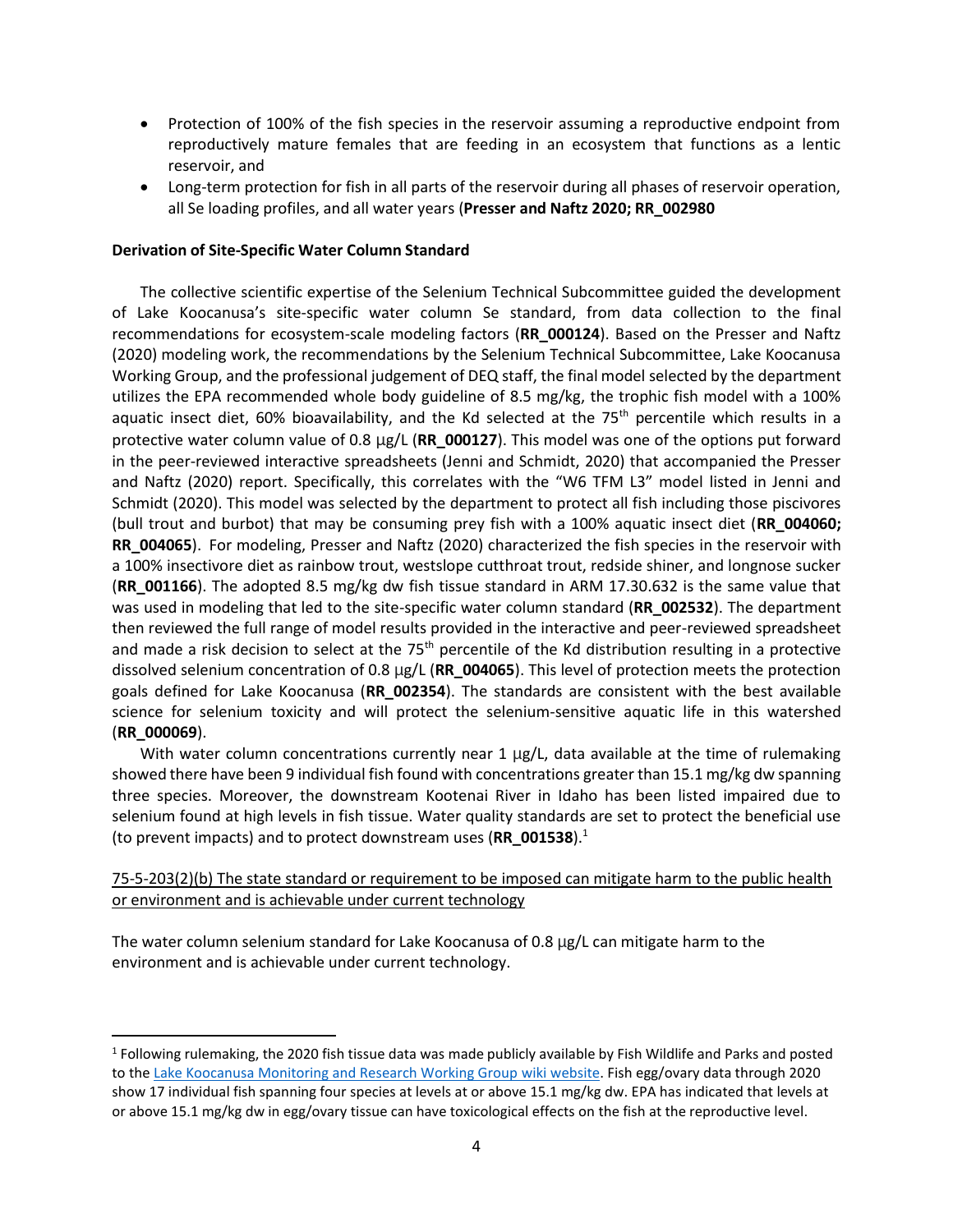- Protection of 100% of the fish species in the reservoir assuming a reproductive endpoint from reproductively mature females that are feeding in an ecosystem that functions as a lentic reservoir, and
- Long-term protection for fish in all parts of the reservoir during all phases of reservoir operation, all Se loading profiles, and all water years (**Presser and Naftz 2020; RR_002980**

**Derivation of Site-Specific Water Column Standard**

The collective scientific expertise of the Selenium Technical Subcommittee guided the development of Lake Koocanusa's site-specific water column Se standard, from data collection to the final recommendations for ecosystem-scale modeling factors (**RR_000124**). Based on the Presser and Naftz (2020) modeling work, the recommendations by the Selenium Technical Subcommittee, Lake Koocanusa Working Group, and the professional judgement of DEQ staff, the final model selected by the department utilizes the EPA recommended whole body guideline of 8.5 mg/kg, the trophic fish model with a 100% aquatic insect diet, 60% bioavailability, and the Kd selected at the 75th percentile which results in a protective water column value of 0.8 µg/L (**RR_000127**). This model was one of the options put forward in the peer-reviewed interactive spreadsheets (Jenni and Schmidt, 2020) that accompanied the Presser and Naftz (2020) report. Specifically, this correlates with the "W6 TFM L3" model listed in Jenni and Schmidt (2020). This model was selected by the department to protect all fish including those piscivores (bull trout and burbot) that may be consuming prey fish with a 100% aquatic insect diet (**RR_004060; RR_004065**). For modeling, Presser and Naftz (2020) characterized the fish species in the reservoir with a 100% insectivore diet as rainbow trout, westslope cutthroat trout, redside shiner, and longnose sucker (**RR_001166**). The adopted 8.5 mg/kg dw fish tissue standard in ARM 17.30.632 is the same value that was used in modeling that led to the site-specific water column standard (**RR_002532**). The department then reviewed the full range of model results provided in the interactive and peer-reviewed spreadsheet and made a risk decision to select at the 75th percentile of the Kd distribution resulting in a protective dissolved selenium concentration of 0.8 µg/L (**RR_004065**). This level of protection meets the protection goals defined for Lake Koocanusa (**RR_002354**). The standards are consistent with the best available science for selenium toxicity and will protect the selenium-sensitive aquatic life in this watershed (**RR_000069**).

With water column concentrations currently near 1 µg/L, data available at the time of rulemaking showed there have been 9 individual fish found with concentrations greater than 15.1 mg/kg dw spanning three species. Moreover, the downstream Kootenai River in Idaho has been listed impaired due to selenium found at high levels in fish tissue. Water quality standards are set to protect the beneficial use (to prevent impacts) and to protect downstream uses (**RR_001538**).[1]

<u>75-5-203(2)(b) The state standard or requirement to be imposed can mitigate harm to the public health or environment and is achievable under current technology</u>

The water column selenium standard for Lake Koocanusa of 0.8 µg/L can mitigate harm to the environment and is achievable under current technology.

---

[1] Following rulemaking, the 2020 fish tissue data was made publicly available by Fish Wildlife and Parks and posted to the Lake Koocanusa Monitoring and Research Working Group wiki website. Fish egg/ovary data through 2020 show 17 individual fish spanning four species at levels at or above 15.1 mg/kg dw. EPA has indicated that levels at or above 15.1 mg/kg dw in egg/ovary tissue can have toxicological effects on the fish at the reproductive level.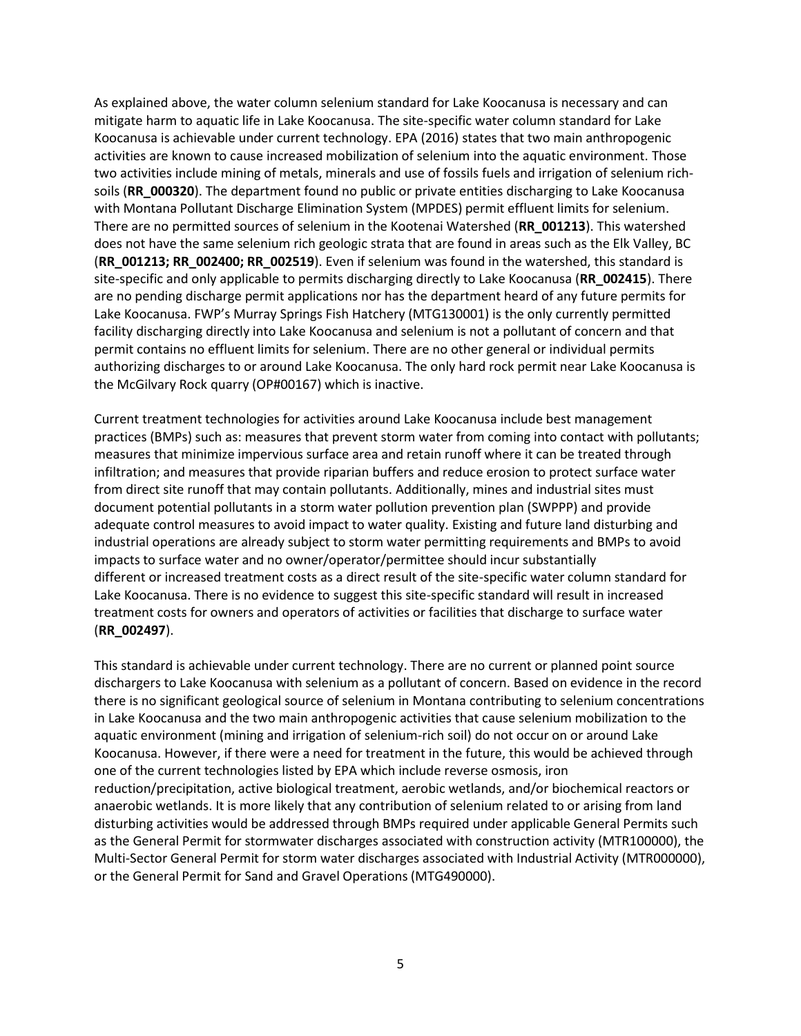As explained above, the water column selenium standard for Lake Koocanusa is necessary and can mitigate harm to aquatic life in Lake Koocanusa. The site-specific water column standard for Lake Koocanusa is achievable under current technology. EPA (2016) states that two main anthropogenic activities are known to cause increased mobilization of selenium into the aquatic environment. Those two activities include mining of metals, minerals and use of fossils fuels and irrigation of selenium rich-soils (**RR_000320**). The department found no public or private entities discharging to Lake Koocanusa with Montana Pollutant Discharge Elimination System (MPDES) permit effluent limits for selenium. There are no permitted sources of selenium in the Kootenai Watershed (**RR_001213**). This watershed does not have the same selenium rich geologic strata that are found in areas such as the Elk Valley, BC (**RR_001213; RR_002400; RR_002519**). Even if selenium was found in the watershed, this standard is site-specific and only applicable to permits discharging directly to Lake Koocanusa (**RR_002415**). There are no pending discharge permit applications nor has the department heard of any future permits for Lake Koocanusa. FWP's Murray Springs Fish Hatchery (MTG130001) is the only currently permitted facility discharging directly into Lake Koocanusa and selenium is not a pollutant of concern and that permit contains no effluent limits for selenium. There are no other general or individual permits authorizing discharges to or around Lake Koocanusa. The only hard rock permit near Lake Koocanusa is the McGilvary Rock quarry (OP#00167) which is inactive.

Current treatment technologies for activities around Lake Koocanusa include best management practices (BMPs) such as: measures that prevent storm water from coming into contact with pollutants; measures that minimize impervious surface area and retain runoff where it can be treated through infiltration; and measures that provide riparian buffers and reduce erosion to protect surface water from direct site runoff that may contain pollutants. Additionally, mines and industrial sites must document potential pollutants in a storm water pollution prevention plan (SWPPP) and provide adequate control measures to avoid impact to water quality. Existing and future land disturbing and industrial operations are already subject to storm water permitting requirements and BMPs to avoid impacts to surface water and no owner/operator/permittee should incur substantially different or increased treatment costs as a direct result of the site-specific water column standard for Lake Koocanusa. There is no evidence to suggest this site-specific standard will result in increased treatment costs for owners and operators of activities or facilities that discharge to surface water (**RR_002497**).

This standard is achievable under current technology. There are no current or planned point source dischargers to Lake Koocanusa with selenium as a pollutant of concern. Based on evidence in the record there is no significant geological source of selenium in Montana contributing to selenium concentrations in Lake Koocanusa and the two main anthropogenic activities that cause selenium mobilization to the aquatic environment (mining and irrigation of selenium-rich soil) do not occur on or around Lake Koocanusa. However, if there were a need for treatment in the future, this would be achieved through one of the current technologies listed by EPA which include reverse osmosis, iron reduction/precipitation, active biological treatment, aerobic wetlands, and/or biochemical reactors or anaerobic wetlands. It is more likely that any contribution of selenium related to or arising from land disturbing activities would be addressed through BMPs required under applicable General Permits such as the General Permit for stormwater discharges associated with construction activity (MTR100000), the Multi-Sector General Permit for storm water discharges associated with Industrial Activity (MTR000000), or the General Permit for Sand and Gravel Operations (MTG490000).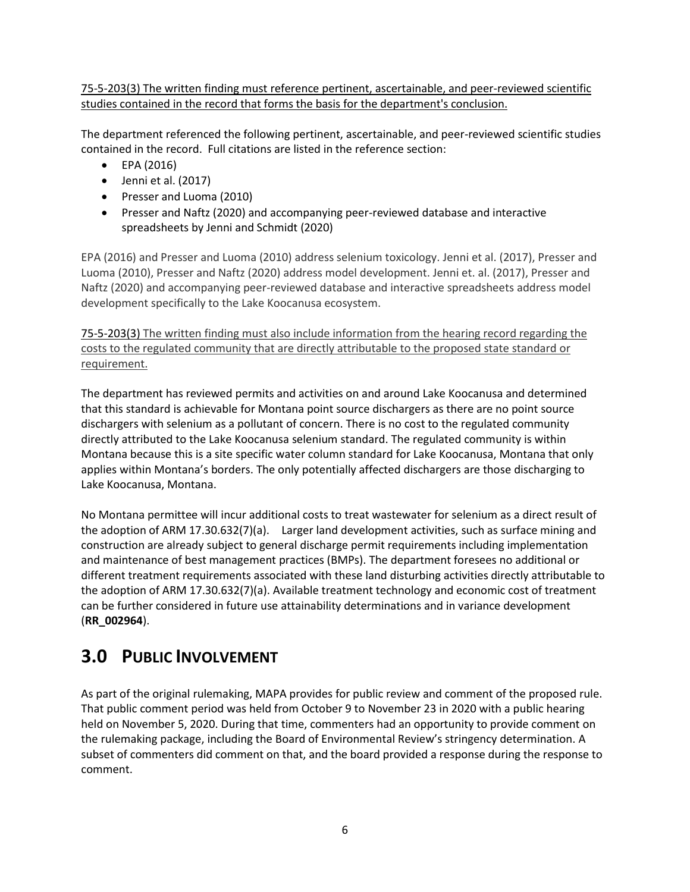75-5-203(3) The written finding must reference pertinent, ascertainable, and peer-reviewed scientific studies contained in the record that forms the basis for the department's conclusion.

The department referenced the following pertinent, ascertainable, and peer-reviewed scientific studies contained in the record. Full citations are listed in the reference section:

- EPA (2016)
- Jenni et al. (2017)
- Presser and Luoma (2010)
- Presser and Naftz (2020) and accompanying peer-reviewed database and interactive spreadsheets by Jenni and Schmidt (2020)

EPA (2016) and Presser and Luoma (2010) address selenium toxicology. Jenni et al. (2017), Presser and Luoma (2010), Presser and Naftz (2020) address model development. Jenni et. al. (2017), Presser and Naftz (2020) and accompanying peer-reviewed database and interactive spreadsheets address model development specifically to the Lake Koocanusa ecosystem.

75-5-203(3) The written finding must also include information from the hearing record regarding the costs to the regulated community that are directly attributable to the proposed state standard or requirement.

The department has reviewed permits and activities on and around Lake Koocanusa and determined that this standard is achievable for Montana point source dischargers as there are no point source dischargers with selenium as a pollutant of concern. There is no cost to the regulated community directly attributed to the Lake Koocanusa selenium standard. The regulated community is within Montana because this is a site specific water column standard for Lake Koocanusa, Montana that only applies within Montana's borders. The only potentially affected dischargers are those discharging to Lake Koocanusa, Montana.

No Montana permittee will incur additional costs to treat wastewater for selenium as a direct result of the adoption of ARM 17.30.632(7)(a). Larger land development activities, such as surface mining and construction are already subject to general discharge permit requirements including implementation and maintenance of best management practices (BMPs). The department foresees no additional or different treatment requirements associated with these land disturbing activities directly attributable to the adoption of ARM 17.30.632(7)(a). Available treatment technology and economic cost of treatment can be further considered in future use attainability determinations and in variance development (**RR_002964**).

# 3.0 Public Involvement

As part of the original rulemaking, MAPA provides for public review and comment of the proposed rule. That public comment period was held from October 9 to November 23 in 2020 with a public hearing held on November 5, 2020. During that time, commenters had an opportunity to provide comment on the rulemaking package, including the Board of Environmental Review's stringency determination. A subset of commenters did comment on that, and the board provided a response during the response to comment.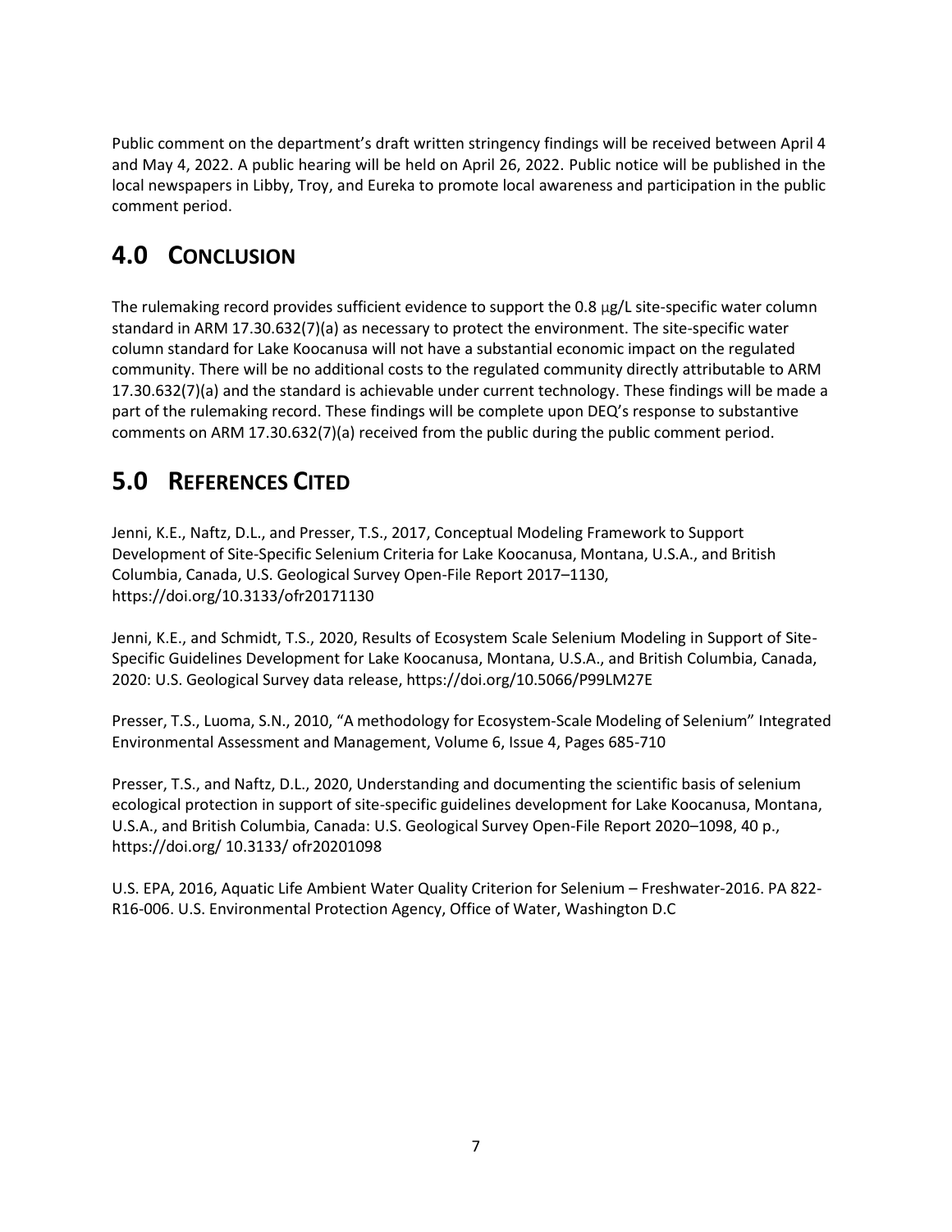Public comment on the department's draft written stringency findings will be received between April 4 and May 4, 2022. A public hearing will be held on April 26, 2022. Public notice will be published in the local newspapers in Libby, Troy, and Eureka to promote local awareness and participation in the public comment period.

# 4.0 CONCLUSION

The rulemaking record provides sufficient evidence to support the 0.8 μg/L site-specific water column standard in ARM 17.30.632(7)(a) as necessary to protect the environment. The site-specific water column standard for Lake Koocanusa will not have a substantial economic impact on the regulated community. There will be no additional costs to the regulated community directly attributable to ARM 17.30.632(7)(a) and the standard is achievable under current technology. These findings will be made a part of the rulemaking record. These findings will be complete upon DEQ's response to substantive comments on ARM 17.30.632(7)(a) received from the public during the public comment period.

# 5.0 REFERENCES CITED

Jenni, K.E., Naftz, D.L., and Presser, T.S., 2017, Conceptual Modeling Framework to Support Development of Site-Specific Selenium Criteria for Lake Koocanusa, Montana, U.S.A., and British Columbia, Canada, U.S. Geological Survey Open-File Report 2017–1130, https://doi.org/10.3133/ofr20171130

Jenni, K.E., and Schmidt, T.S., 2020, Results of Ecosystem Scale Selenium Modeling in Support of Site-Specific Guidelines Development for Lake Koocanusa, Montana, U.S.A., and British Columbia, Canada, 2020: U.S. Geological Survey data release, https://doi.org/10.5066/P99LM27E

Presser, T.S., Luoma, S.N., 2010, "A methodology for Ecosystem-Scale Modeling of Selenium" Integrated Environmental Assessment and Management, Volume 6, Issue 4, Pages 685-710

Presser, T.S., and Naftz, D.L., 2020, Understanding and documenting the scientific basis of selenium ecological protection in support of site-specific guidelines development for Lake Koocanusa, Montana, U.S.A., and British Columbia, Canada: U.S. Geological Survey Open-File Report 2020–1098, 40 p., https://doi.org/ 10.3133/ ofr20201098

U.S. EPA, 2016, Aquatic Life Ambient Water Quality Criterion for Selenium – Freshwater-2016. PA 822-R16-006. U.S. Environmental Protection Agency, Office of Water, Washington D.C